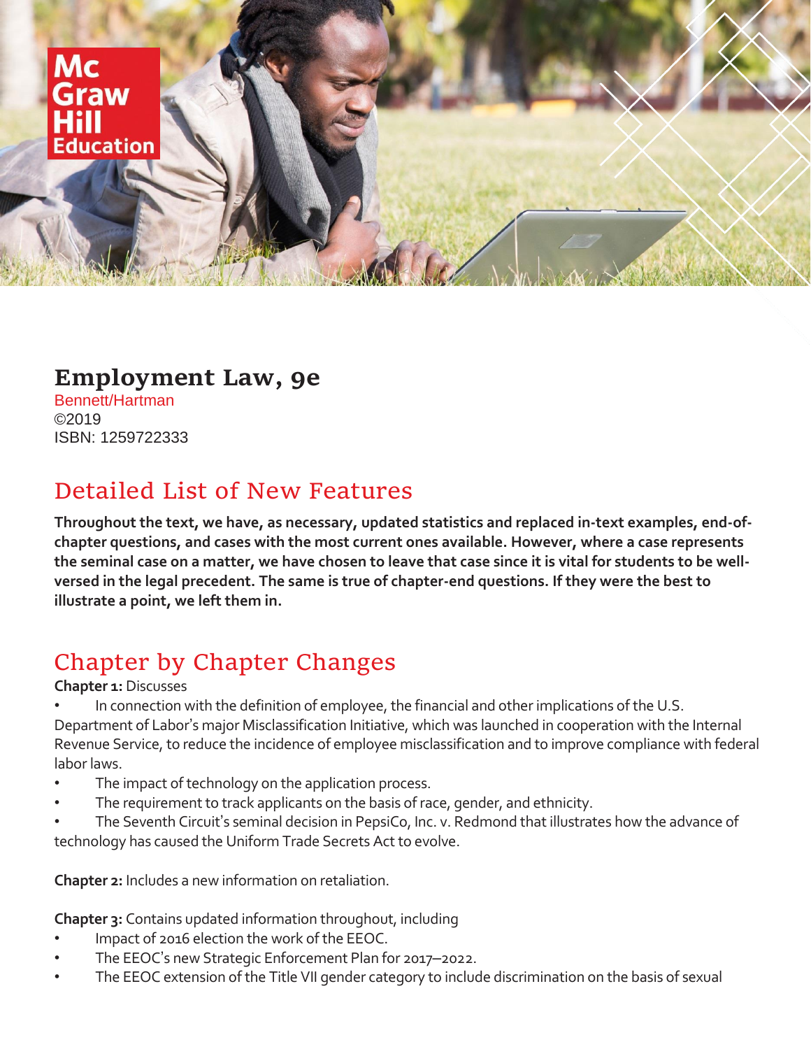# Employment Law, 9e

Bennett/Hartman
©2019
ISBN: 1259722333

## Detailed List of New Features

**Throughout the text, we have, as necessary, updated statistics and replaced in-text examples, end-of-chapter questions, and cases with the most current ones available. However, where a case represents the seminal case on a matter, we have chosen to leave that case since it is vital for students to be well-versed in the legal precedent. The same is true of chapter-end questions. If they were the best to illustrate a point, we left them in.**

## Chapter by Chapter Changes

**Chapter 1:** Discusses

- In connection with the definition of employee, the financial and other implications of the U.S. Department of Labor's major Misclassification Initiative, which was launched in cooperation with the Internal Revenue Service, to reduce the incidence of employee misclassification and to improve compliance with federal labor laws.
- The impact of technology on the application process.
- The requirement to track applicants on the basis of race, gender, and ethnicity.
- The Seventh Circuit's seminal decision in PepsiCo, Inc. v. Redmond that illustrates how the advance of technology has caused the Uniform Trade Secrets Act to evolve.

**Chapter 2:** Includes a new information on retaliation.

**Chapter 3:** Contains updated information throughout, including

- Impact of 2016 election the work of the EEOC.
- The EEOC's new Strategic Enforcement Plan for 2017–2022.
- The EEOC extension of the Title VII gender category to include discrimination on the basis of sexual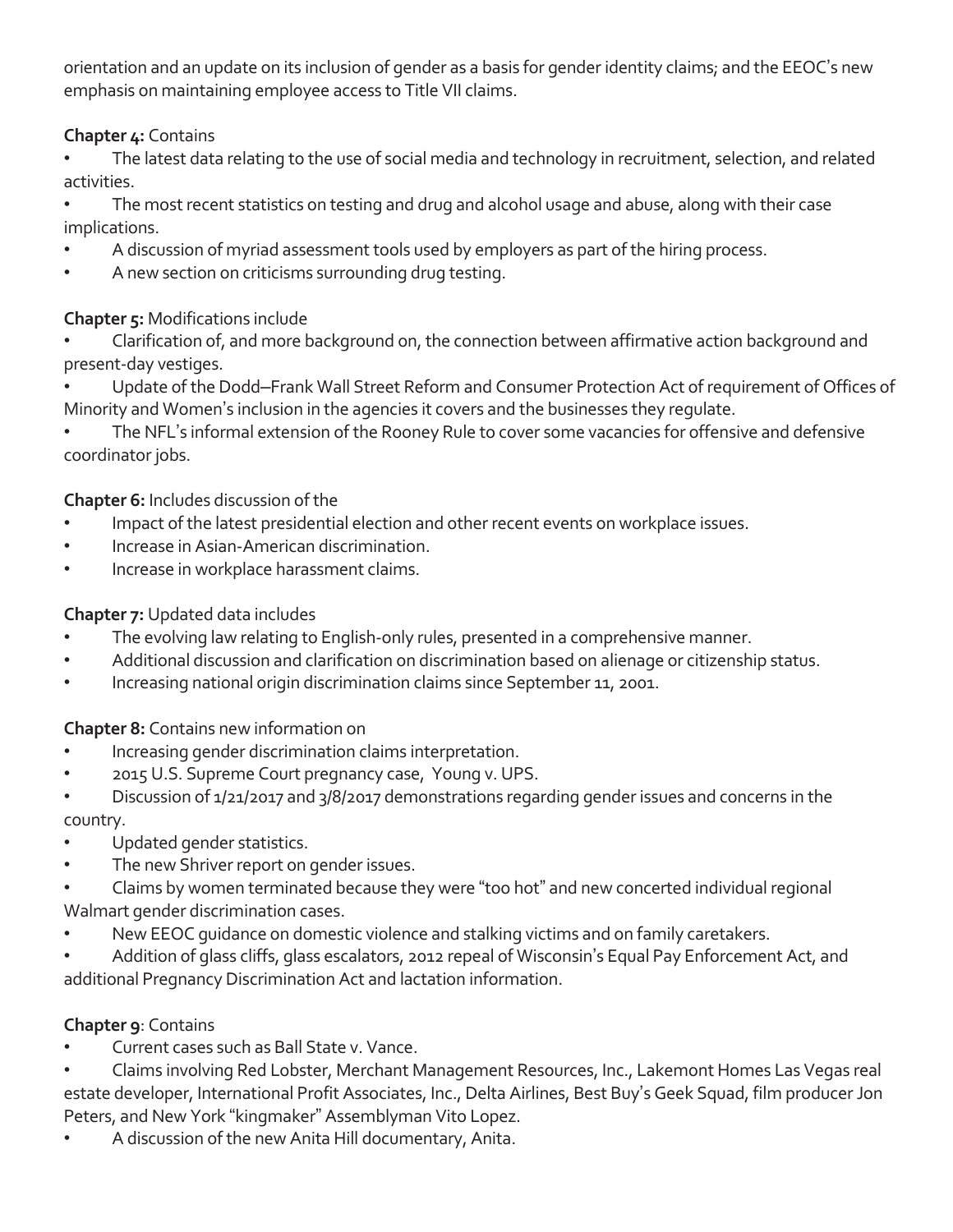orientation and an update on its inclusion of gender as a basis for gender identity claims; and the EEOC's new emphasis on maintaining employee access to Title VII claims.

**Chapter 4:** Contains

- The latest data relating to the use of social media and technology in recruitment, selection, and related activities.
- The most recent statistics on testing and drug and alcohol usage and abuse, along with their case implications.
- A discussion of myriad assessment tools used by employers as part of the hiring process.
- A new section on criticisms surrounding drug testing.

**Chapter 5:** Modifications include

- Clarification of, and more background on, the connection between affirmative action background and present-day vestiges.
- Update of the Dodd–Frank Wall Street Reform and Consumer Protection Act of requirement of Offices of Minority and Women's inclusion in the agencies it covers and the businesses they regulate.
- The NFL's informal extension of the Rooney Rule to cover some vacancies for offensive and defensive coordinator jobs.

**Chapter 6:** Includes discussion of the

- Impact of the latest presidential election and other recent events on workplace issues.
- Increase in Asian-American discrimination.
- Increase in workplace harassment claims.

**Chapter 7:** Updated data includes

- The evolving law relating to English-only rules, presented in a comprehensive manner.
- Additional discussion and clarification on discrimination based on alienage or citizenship status.
- Increasing national origin discrimination claims since September 11, 2001.

**Chapter 8:** Contains new information on

- Increasing gender discrimination claims interpretation.
- 2015 U.S. Supreme Court pregnancy case, Young v. UPS.
- Discussion of 1/21/2017 and 3/8/2017 demonstrations regarding gender issues and concerns in the country.
- Updated gender statistics.
- The new Shriver report on gender issues.
- Claims by women terminated because they were "too hot" and new concerted individual regional Walmart gender discrimination cases.
- New EEOC guidance on domestic violence and stalking victims and on family caretakers.
- Addition of glass cliffs, glass escalators, 2012 repeal of Wisconsin's Equal Pay Enforcement Act, and additional Pregnancy Discrimination Act and lactation information.

**Chapter 9**: Contains

- Current cases such as Ball State v. Vance.
- Claims involving Red Lobster, Merchant Management Resources, Inc., Lakemont Homes Las Vegas real estate developer, International Profit Associates, Inc., Delta Airlines, Best Buy's Geek Squad, film producer Jon Peters, and New York "kingmaker" Assemblyman Vito Lopez.
- A discussion of the new Anita Hill documentary, Anita.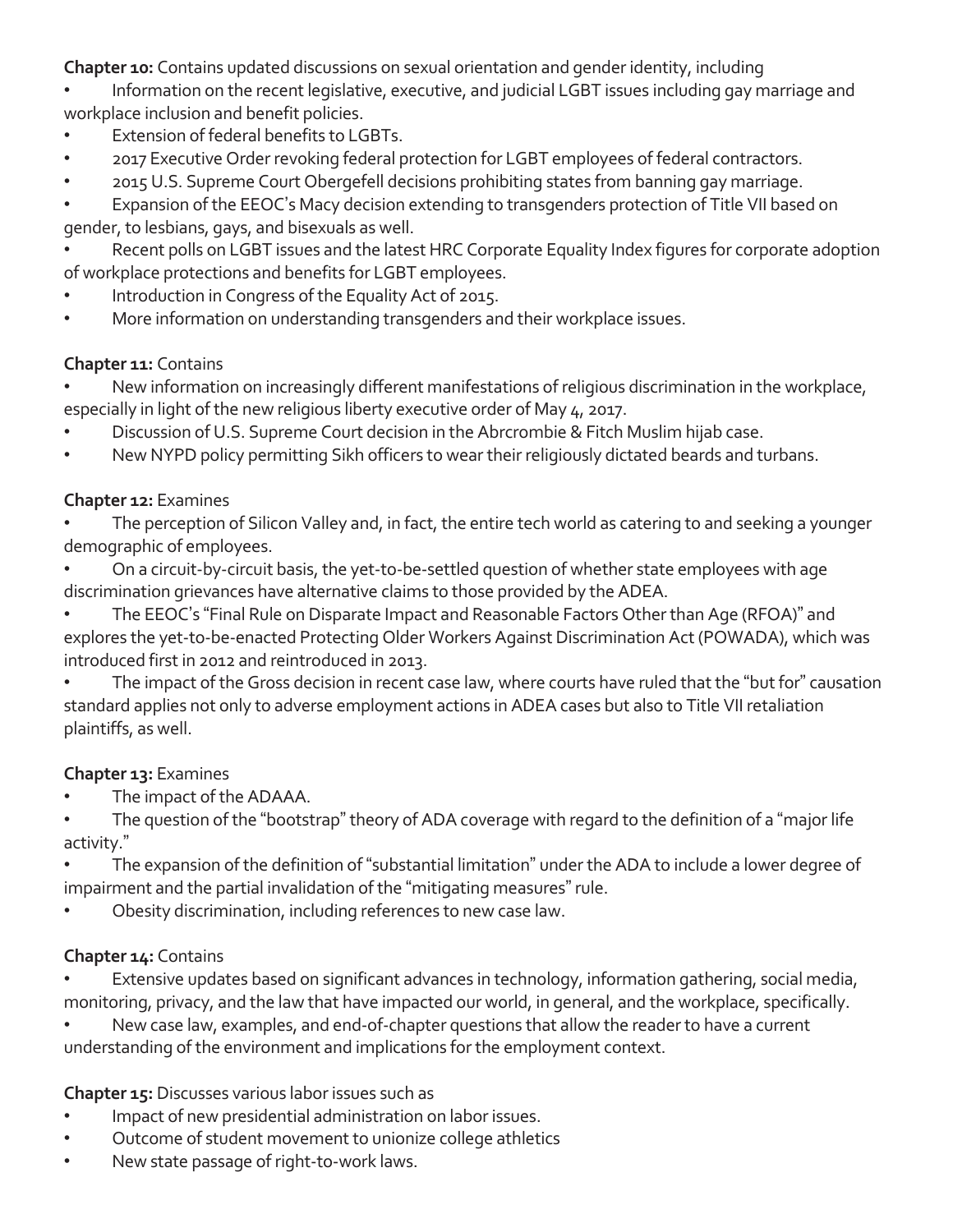**Chapter 10:** Contains updated discussions on sexual orientation and gender identity, including

- Information on the recent legislative, executive, and judicial LGBT issues including gay marriage and workplace inclusion and benefit policies.
- Extension of federal benefits to LGBTs.
- 2017 Executive Order revoking federal protection for LGBT employees of federal contractors.
- 2015 U.S. Supreme Court Obergefell decisions prohibiting states from banning gay marriage.
- Expansion of the EEOC's Macy decision extending to transgenders protection of Title VII based on gender, to lesbians, gays, and bisexuals as well.
- Recent polls on LGBT issues and the latest HRC Corporate Equality Index figures for corporate adoption of workplace protections and benefits for LGBT employees.
- Introduction in Congress of the Equality Act of 2015.
- More information on understanding transgenders and their workplace issues.

**Chapter 11:** Contains

- New information on increasingly different manifestations of religious discrimination in the workplace, especially in light of the new religious liberty executive order of May 4, 2017.
- Discussion of U.S. Supreme Court decision in the Abrcrombie & Fitch Muslim hijab case.
- New NYPD policy permitting Sikh officers to wear their religiously dictated beards and turbans.

**Chapter 12:** Examines

- The perception of Silicon Valley and, in fact, the entire tech world as catering to and seeking a younger demographic of employees.
- On a circuit-by-circuit basis, the yet-to-be-settled question of whether state employees with age discrimination grievances have alternative claims to those provided by the ADEA.
- The EEOC's "Final Rule on Disparate Impact and Reasonable Factors Other than Age (RFOA)" and explores the yet-to-be-enacted Protecting Older Workers Against Discrimination Act (POWADA), which was introduced first in 2012 and reintroduced in 2013.
- The impact of the Gross decision in recent case law, where courts have ruled that the "but for" causation standard applies not only to adverse employment actions in ADEA cases but also to Title VII retaliation plaintiffs, as well.

**Chapter 13:** Examines

- The impact of the ADAAA.
- The question of the "bootstrap" theory of ADA coverage with regard to the definition of a "major life activity."
- The expansion of the definition of "substantial limitation" under the ADA to include a lower degree of impairment and the partial invalidation of the "mitigating measures" rule.
- Obesity discrimination, including references to new case law.

**Chapter 14:** Contains

- Extensive updates based on significant advances in technology, information gathering, social media, monitoring, privacy, and the law that have impacted our world, in general, and the workplace, specifically.
- New case law, examples, and end-of-chapter questions that allow the reader to have a current understanding of the environment and implications for the employment context.

**Chapter 15:** Discusses various labor issues such as

- Impact of new presidential administration on labor issues.
- Outcome of student movement to unionize college athletics
- New state passage of right-to-work laws.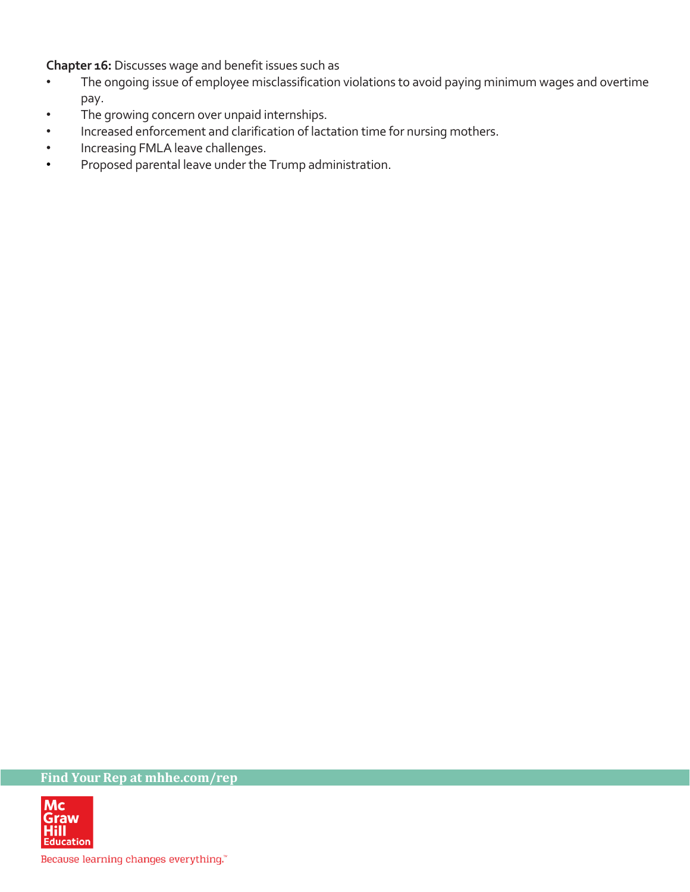**Chapter 16:** Discusses wage and benefit issues such as

- The ongoing issue of employee misclassification violations to avoid paying minimum wages and overtime pay.
- The growing concern over unpaid internships.
- Increased enforcement and clarification of lactation time for nursing mothers.
- Increasing FMLA leave challenges.
- Proposed parental leave under the Trump administration.

**Find Your Rep at mhhe.com/rep**

Mc Graw Hill Education

Because learning changes everything.™